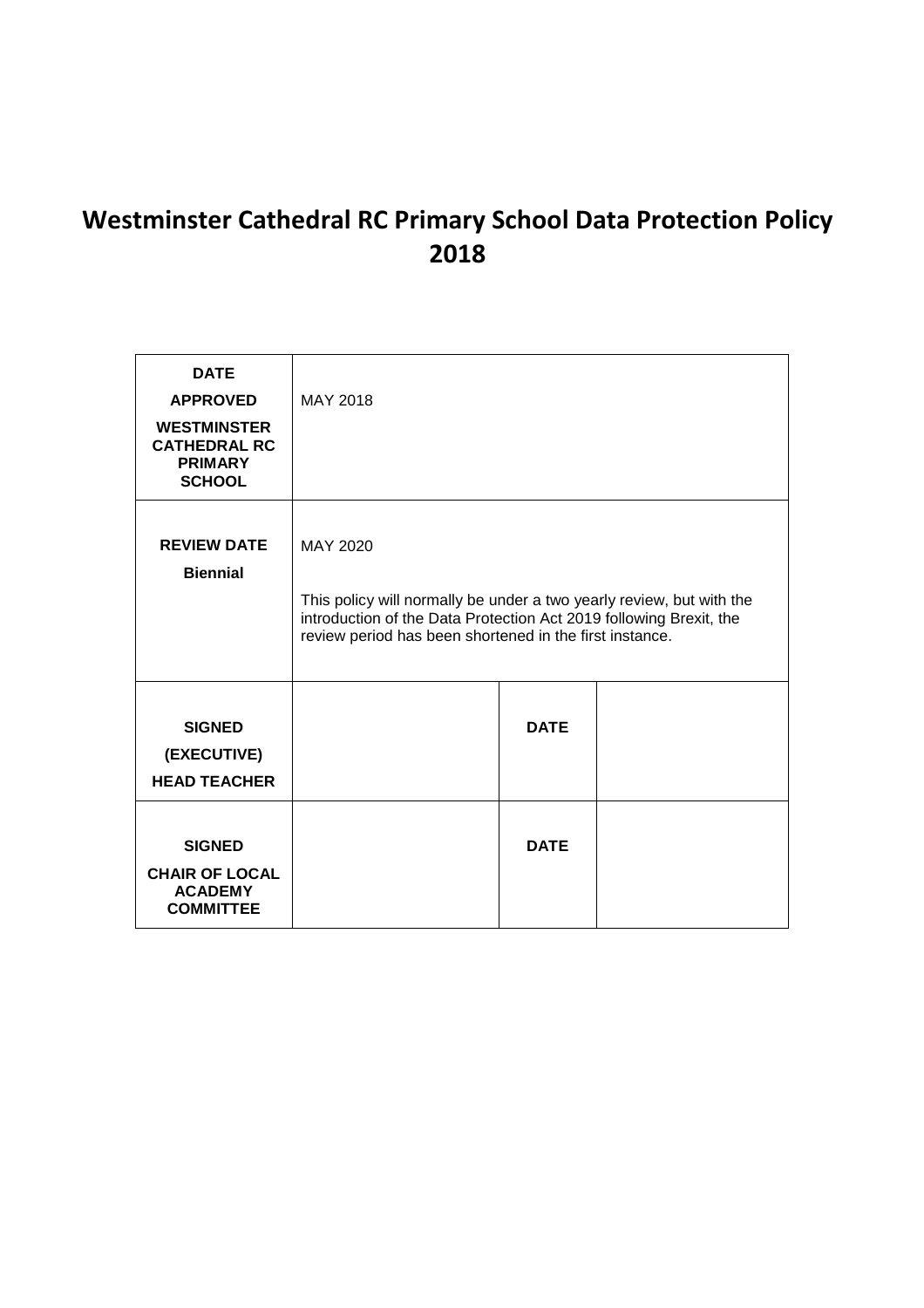# Westminster Cathedral RC Primary School Data Protection Policy 2018

| **DATE APPROVED WESTMINSTER CATHEDRAL RC PRIMARY SCHOOL** | MAY 2018 | | |
|---|---|---|---|
| **REVIEW DATE Biennial** | MAY 2020<br><br>This policy will normally be under a two yearly review, but with the introduction of the Data Protection Act 2019 following Brexit, the review period has been shortened in the first instance. | | |
| **SIGNED (EXECUTIVE) HEAD TEACHER** | | **DATE** | |
| **SIGNED CHAIR OF LOCAL ACADEMY COMMITTEE** | | **DATE** | |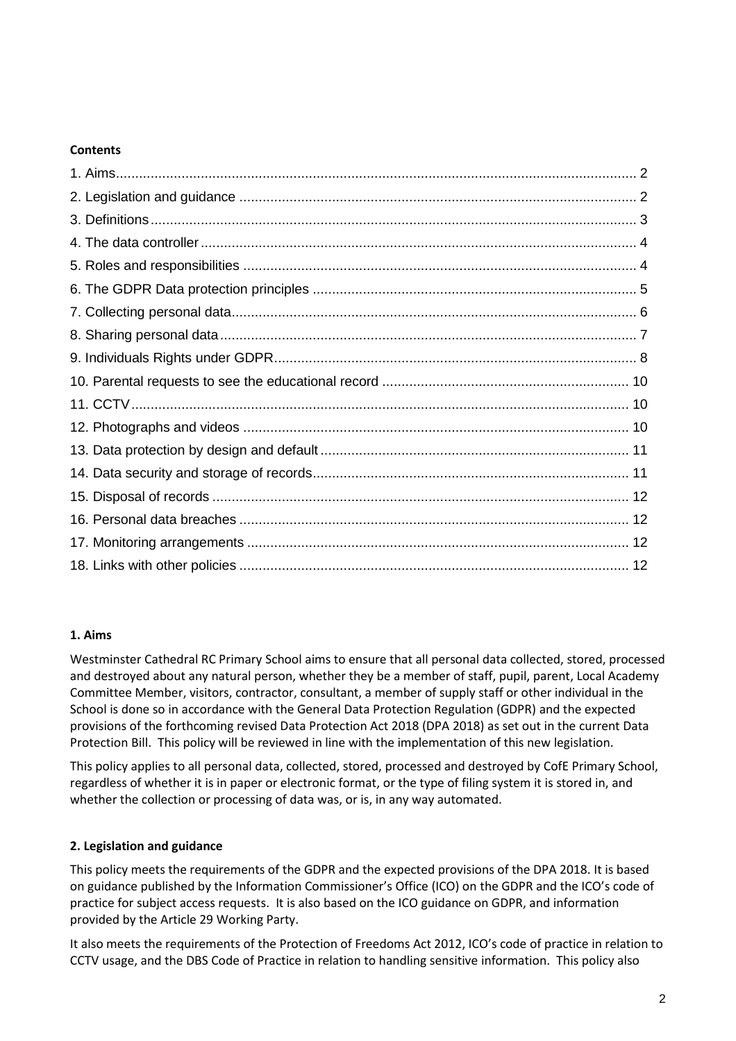**Contents**

1. Aims ..... 2
2. Legislation and guidance ..... 2
3. Definitions ..... 3
4. The data controller ..... 4
5. Roles and responsibilities ..... 4
6. The GDPR Data protection principles ..... 5
7. Collecting personal data ..... 6
8. Sharing personal data ..... 7
9. Individuals Rights under GDPR ..... 8
10. Parental requests to see the educational record ..... 10
11. CCTV ..... 10
12. Photographs and videos ..... 10
13. Data protection by design and default ..... 11
14. Data security and storage of records ..... 11
15. Disposal of records ..... 12
16. Personal data breaches ..... 12
17. Monitoring arrangements ..... 12
18. Links with other policies ..... 12

## 1. Aims

Westminster Cathedral RC Primary School aims to ensure that all personal data collected, stored, processed and destroyed about any natural person, whether they be a member of staff, pupil, parent, Local Academy Committee Member, visitors, contractor, consultant, a member of supply staff or other individual in the School is done so in accordance with the General Data Protection Regulation (GDPR) and the expected provisions of the forthcoming revised Data Protection Act 2018 (DPA 2018) as set out in the current Data Protection Bill. This policy will be reviewed in line with the implementation of this new legislation.

This policy applies to all personal data, collected, stored, processed and destroyed by CofE Primary School, regardless of whether it is in paper or electronic format, or the type of filing system it is stored in, and whether the collection or processing of data was, or is, in any way automated.

## 2. Legislation and guidance

This policy meets the requirements of the GDPR and the expected provisions of the DPA 2018. It is based on guidance published by the Information Commissioner's Office (ICO) on the GDPR and the ICO's code of practice for subject access requests. It is also based on the ICO guidance on GDPR, and information provided by the Article 29 Working Party.

It also meets the requirements of the Protection of Freedoms Act 2012, ICO's code of practice in relation to CCTV usage, and the DBS Code of Practice in relation to handling sensitive information. This policy also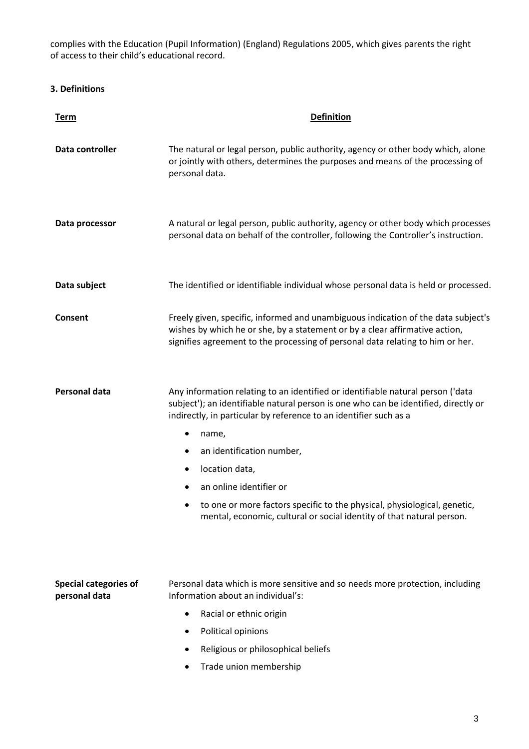complies with the Education (Pupil Information) (England) Regulations 2005, which gives parents the right of access to their child's educational record.

**3. Definitions**

| Term | Definition |
|---|---|
| **Data controller** | The natural or legal person, public authority, agency or other body which, alone or jointly with others, determines the purposes and means of the processing of personal data. |
| **Data processor** | A natural or legal person, public authority, agency or other body which processes personal data on behalf of the controller, following the Controller's instruction. |
| **Data subject** | The identified or identifiable individual whose personal data is held or processed. |
| **Consent** | Freely given, specific, informed and unambiguous indication of the data subject's wishes by which he or she, by a statement or by a clear affirmative action, signifies agreement to the processing of personal data relating to him or her. |
| **Personal data** | Any information relating to an identified or identifiable natural person ('data subject'); an identifiable natural person is one who can be identified, directly or indirectly, in particular by reference to an identifier such as a<br>• name,<br>• an identification number,<br>• location data,<br>• an online identifier or<br>• to one or more factors specific to the physical, physiological, genetic, mental, economic, cultural or social identity of that natural person. |
| **Special categories of personal data** | Personal data which is more sensitive and so needs more protection, including Information about an individual's:<br>• Racial or ethnic origin<br>• Political opinions<br>• Religious or philosophical beliefs<br>• Trade union membership |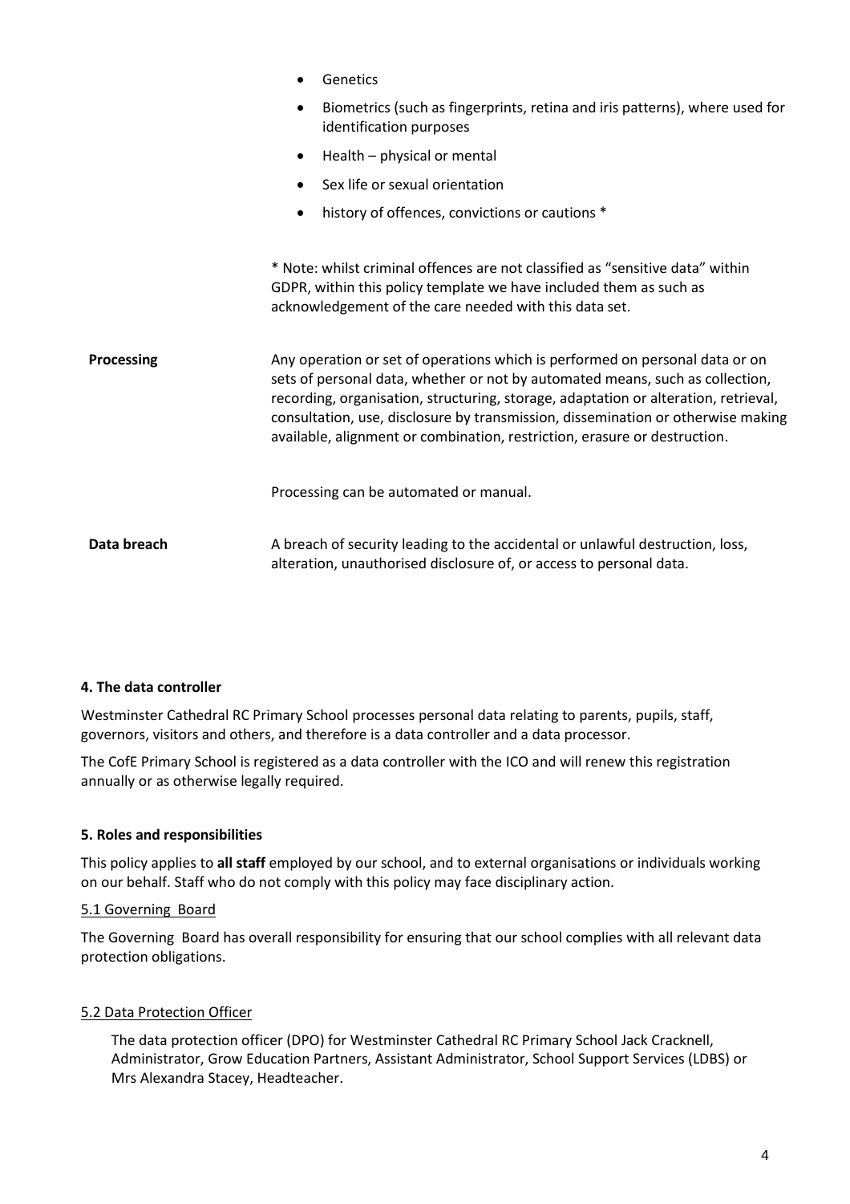| | |
|---|---|
| | • Genetics<br>• Biometrics (such as fingerprints, retina and iris patterns), where used for identification purposes<br>• Health – physical or mental<br>• Sex life or sexual orientation<br>• history of offences, convictions or cautions *<br><br>* Note: whilst criminal offences are not classified as "sensitive data" within GDPR, within this policy template we have included them as such as acknowledgement of the care needed with this data set. |
| **Processing** | Any operation or set of operations which is performed on personal data or on sets of personal data, whether or not by automated means, such as collection, recording, organisation, structuring, storage, adaptation or alteration, retrieval, consultation, use, disclosure by transmission, dissemination or otherwise making available, alignment or combination, restriction, erasure or destruction.<br><br>Processing can be automated or manual. |
| **Data breach** | A breach of security leading to the accidental or unlawful destruction, loss, alteration, unauthorised disclosure of, or access to personal data. |

#### 4. The data controller

Westminster Cathedral RC Primary School processes personal data relating to parents, pupils, staff, governors, visitors and others, and therefore is a data controller and a data processor.

The CofE Primary School is registered as a data controller with the ICO and will renew this registration annually or as otherwise legally required.

#### 5. Roles and responsibilities

This policy applies to **all staff** employed by our school, and to external organisations or individuals working on our behalf. Staff who do not comply with this policy may face disciplinary action.

5.1 Governing Board

The Governing Board has overall responsibility for ensuring that our school complies with all relevant data protection obligations.

5.2 Data Protection Officer

The data protection officer (DPO) for Westminster Cathedral RC Primary School Jack Cracknell, Administrator, Grow Education Partners, Assistant Administrator, School Support Services (LDBS) or Mrs Alexandra Stacey, Headteacher.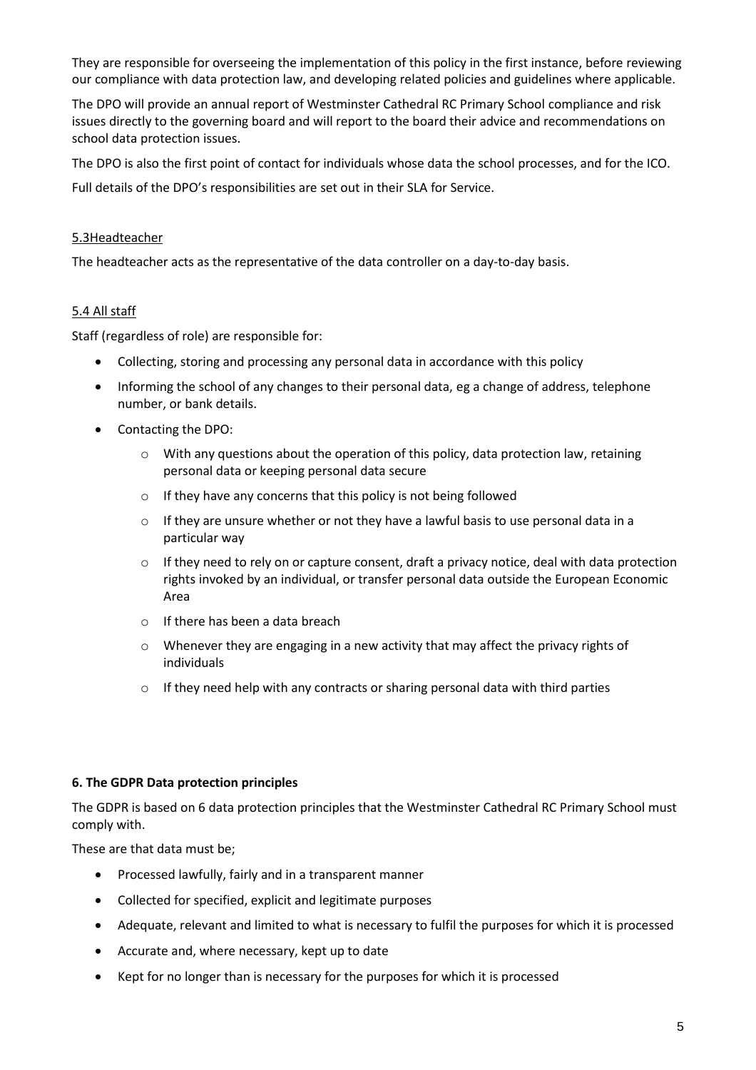They are responsible for overseeing the implementation of this policy in the first instance, before reviewing our compliance with data protection law, and developing related policies and guidelines where applicable.

The DPO will provide an annual report of Westminster Cathedral RC Primary School compliance and risk issues directly to the governing board and will report to the board their advice and recommendations on school data protection issues.

The DPO is also the first point of contact for individuals whose data the school processes, and for the ICO.

Full details of the DPO's responsibilities are set out in their SLA for Service.

### 5.3Headteacher

The headteacher acts as the representative of the data controller on a day-to-day basis.

### 5.4 All staff

Staff (regardless of role) are responsible for:

- Collecting, storing and processing any personal data in accordance with this policy
- Informing the school of any changes to their personal data, eg a change of address, telephone number, or bank details.
- Contacting the DPO:
  - With any questions about the operation of this policy, data protection law, retaining personal data or keeping personal data secure
  - If they have any concerns that this policy is not being followed
  - If they are unsure whether or not they have a lawful basis to use personal data in a particular way
  - If they need to rely on or capture consent, draft a privacy notice, deal with data protection rights invoked by an individual, or transfer personal data outside the European Economic Area
  - If there has been a data breach
  - Whenever they are engaging in a new activity that may affect the privacy rights of individuals
  - If they need help with any contracts or sharing personal data with third parties

## 6. The GDPR Data protection principles

The GDPR is based on 6 data protection principles that the Westminster Cathedral RC Primary School must comply with.

These are that data must be;

- Processed lawfully, fairly and in a transparent manner
- Collected for specified, explicit and legitimate purposes
- Adequate, relevant and limited to what is necessary to fulfil the purposes for which it is processed
- Accurate and, where necessary, kept up to date
- Kept for no longer than is necessary for the purposes for which it is processed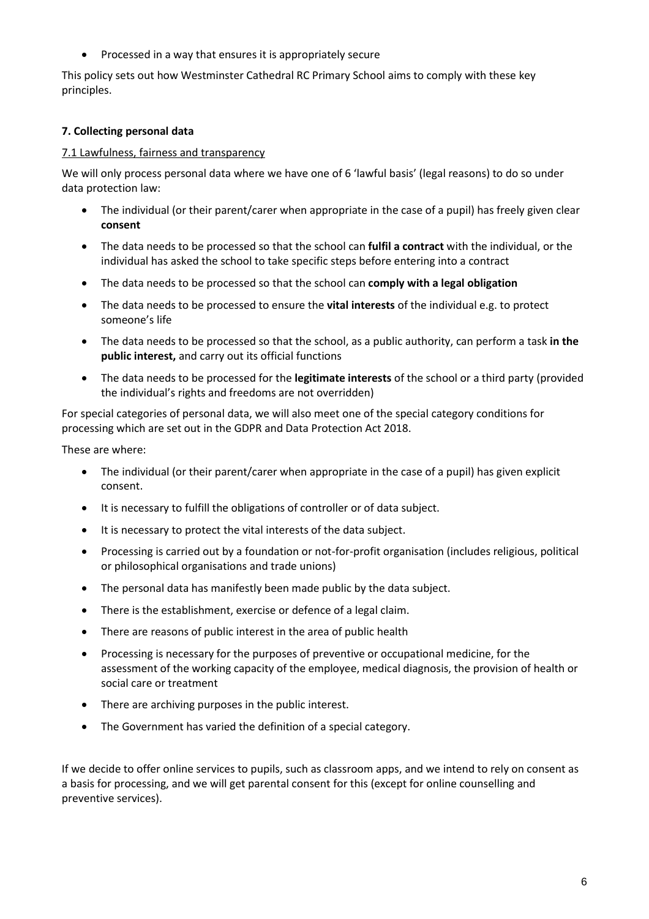- Processed in a way that ensures it is appropriately secure

This policy sets out how Westminster Cathedral RC Primary School aims to comply with these key principles.

### 7. Collecting personal data

#### 7.1 Lawfulness, fairness and transparency

We will only process personal data where we have one of 6 'lawful basis' (legal reasons) to do so under data protection law:

- The individual (or their parent/carer when appropriate in the case of a pupil) has freely given clear **consent**
- The data needs to be processed so that the school can **fulfil a contract** with the individual, or the individual has asked the school to take specific steps before entering into a contract
- The data needs to be processed so that the school can **comply with a legal obligation**
- The data needs to be processed to ensure the **vital interests** of the individual e.g. to protect someone's life
- The data needs to be processed so that the school, as a public authority, can perform a task **in the public interest,** and carry out its official functions
- The data needs to be processed for the **legitimate interests** of the school or a third party (provided the individual's rights and freedoms are not overridden)

For special categories of personal data, we will also meet one of the special category conditions for processing which are set out in the GDPR and Data Protection Act 2018.

These are where:

- The individual (or their parent/carer when appropriate in the case of a pupil) has given explicit consent.
- It is necessary to fulfill the obligations of controller or of data subject.
- It is necessary to protect the vital interests of the data subject.
- Processing is carried out by a foundation or not-for-profit organisation (includes religious, political or philosophical organisations and trade unions)
- The personal data has manifestly been made public by the data subject.
- There is the establishment, exercise or defence of a legal claim.
- There are reasons of public interest in the area of public health
- Processing is necessary for the purposes of preventive or occupational medicine, for the assessment of the working capacity of the employee, medical diagnosis, the provision of health or social care or treatment
- There are archiving purposes in the public interest.
- The Government has varied the definition of a special category.

If we decide to offer online services to pupils, such as classroom apps, and we intend to rely on consent as a basis for processing, and we will get parental consent for this (except for online counselling and preventive services).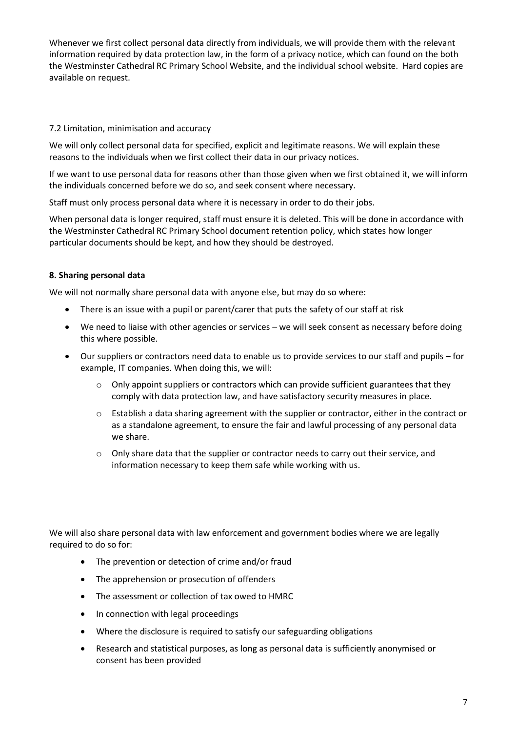Whenever we first collect personal data directly from individuals, we will provide them with the relevant information required by data protection law, in the form of a privacy notice, which can found on the both the Westminster Cathedral RC Primary School Website, and the individual school website. Hard copies are available on request.

### 7.2 Limitation, minimisation and accuracy

We will only collect personal data for specified, explicit and legitimate reasons. We will explain these reasons to the individuals when we first collect their data in our privacy notices.

If we want to use personal data for reasons other than those given when we first obtained it, we will inform the individuals concerned before we do so, and seek consent where necessary.

Staff must only process personal data where it is necessary in order to do their jobs.

When personal data is longer required, staff must ensure it is deleted. This will be done in accordance with the Westminster Cathedral RC Primary School document retention policy, which states how longer particular documents should be kept, and how they should be destroyed.

## 8. Sharing personal data

We will not normally share personal data with anyone else, but may do so where:

- There is an issue with a pupil or parent/carer that puts the safety of our staff at risk
- We need to liaise with other agencies or services – we will seek consent as necessary before doing this where possible.
- Our suppliers or contractors need data to enable us to provide services to our staff and pupils – for example, IT companies. When doing this, we will:
    - Only appoint suppliers or contractors which can provide sufficient guarantees that they comply with data protection law, and have satisfactory security measures in place.
    - Establish a data sharing agreement with the supplier or contractor, either in the contract or as a standalone agreement, to ensure the fair and lawful processing of any personal data we share.
    - Only share data that the supplier or contractor needs to carry out their service, and information necessary to keep them safe while working with us.

We will also share personal data with law enforcement and government bodies where we are legally required to do so for:

- The prevention or detection of crime and/or fraud
- The apprehension or prosecution of offenders
- The assessment or collection of tax owed to HMRC
- In connection with legal proceedings
- Where the disclosure is required to satisfy our safeguarding obligations
- Research and statistical purposes, as long as personal data is sufficiently anonymised or consent has been provided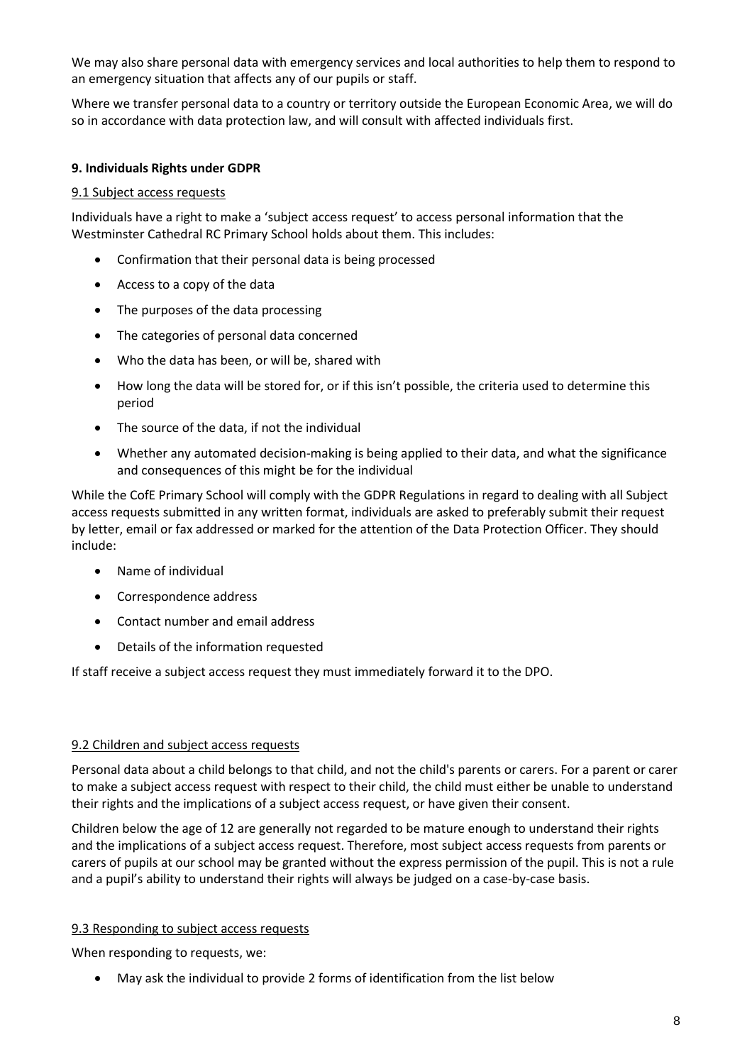We may also share personal data with emergency services and local authorities to help them to respond to an emergency situation that affects any of our pupils or staff.

Where we transfer personal data to a country or territory outside the European Economic Area, we will do so in accordance with data protection law, and will consult with affected individuals first.

## 9. Individuals Rights under GDPR

### 9.1 Subject access requests

Individuals have a right to make a 'subject access request' to access personal information that the Westminster Cathedral RC Primary School holds about them. This includes:

- Confirmation that their personal data is being processed
- Access to a copy of the data
- The purposes of the data processing
- The categories of personal data concerned
- Who the data has been, or will be, shared with
- How long the data will be stored for, or if this isn't possible, the criteria used to determine this period
- The source of the data, if not the individual
- Whether any automated decision-making is being applied to their data, and what the significance and consequences of this might be for the individual

While the CofE Primary School will comply with the GDPR Regulations in regard to dealing with all Subject access requests submitted in any written format, individuals are asked to preferably submit their request by letter, email or fax addressed or marked for the attention of the Data Protection Officer. They should include:

- Name of individual
- Correspondence address
- Contact number and email address
- Details of the information requested

If staff receive a subject access request they must immediately forward it to the DPO.

### 9.2 Children and subject access requests

Personal data about a child belongs to that child, and not the child's parents or carers. For a parent or carer to make a subject access request with respect to their child, the child must either be unable to understand their rights and the implications of a subject access request, or have given their consent.

Children below the age of 12 are generally not regarded to be mature enough to understand their rights and the implications of a subject access request. Therefore, most subject access requests from parents or carers of pupils at our school may be granted without the express permission of the pupil. This is not a rule and a pupil's ability to understand their rights will always be judged on a case-by-case basis.

### 9.3 Responding to subject access requests

When responding to requests, we:

- May ask the individual to provide 2 forms of identification from the list below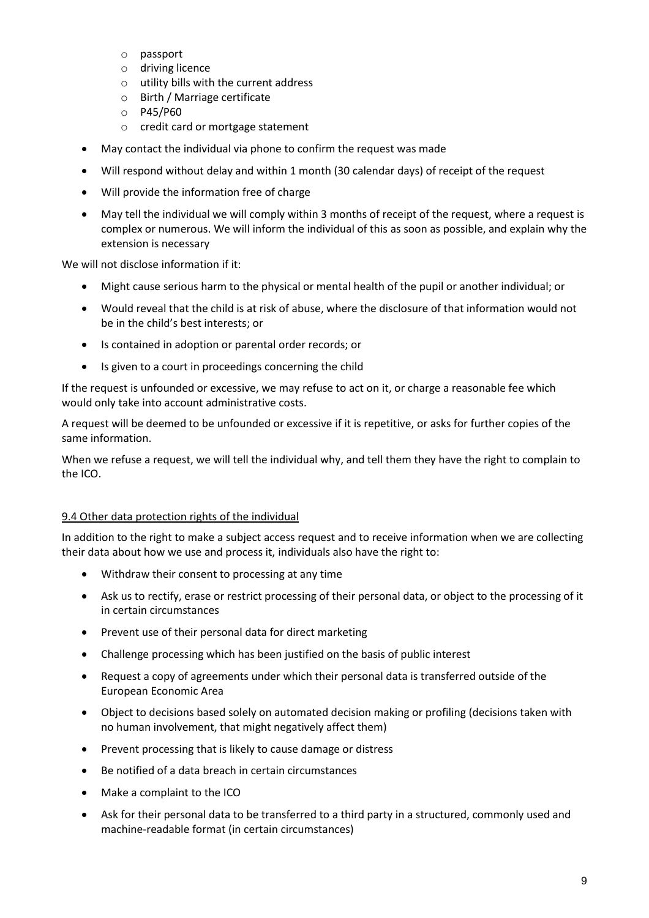- passport
  - driving licence
  - utility bills with the current address
  - Birth / Marriage certificate
  - P45/P60
  - credit card or mortgage statement
- May contact the individual via phone to confirm the request was made
- Will respond without delay and within 1 month (30 calendar days) of receipt of the request
- Will provide the information free of charge
- May tell the individual we will comply within 3 months of receipt of the request, where a request is complex or numerous. We will inform the individual of this as soon as possible, and explain why the extension is necessary

We will not disclose information if it:

- Might cause serious harm to the physical or mental health of the pupil or another individual; or
- Would reveal that the child is at risk of abuse, where the disclosure of that information would not be in the child's best interests; or
- Is contained in adoption or parental order records; or
- Is given to a court in proceedings concerning the child

If the request is unfounded or excessive, we may refuse to act on it, or charge a reasonable fee which would only take into account administrative costs.

A request will be deemed to be unfounded or excessive if it is repetitive, or asks for further copies of the same information.

When we refuse a request, we will tell the individual why, and tell them they have the right to complain to the ICO.

### 9.4 Other data protection rights of the individual

In addition to the right to make a subject access request and to receive information when we are collecting their data about how we use and process it, individuals also have the right to:

- Withdraw their consent to processing at any time
- Ask us to rectify, erase or restrict processing of their personal data, or object to the processing of it in certain circumstances
- Prevent use of their personal data for direct marketing
- Challenge processing which has been justified on the basis of public interest
- Request a copy of agreements under which their personal data is transferred outside of the European Economic Area
- Object to decisions based solely on automated decision making or profiling (decisions taken with no human involvement, that might negatively affect them)
- Prevent processing that is likely to cause damage or distress
- Be notified of a data breach in certain circumstances
- Make a complaint to the ICO
- Ask for their personal data to be transferred to a third party in a structured, commonly used and machine-readable format (in certain circumstances)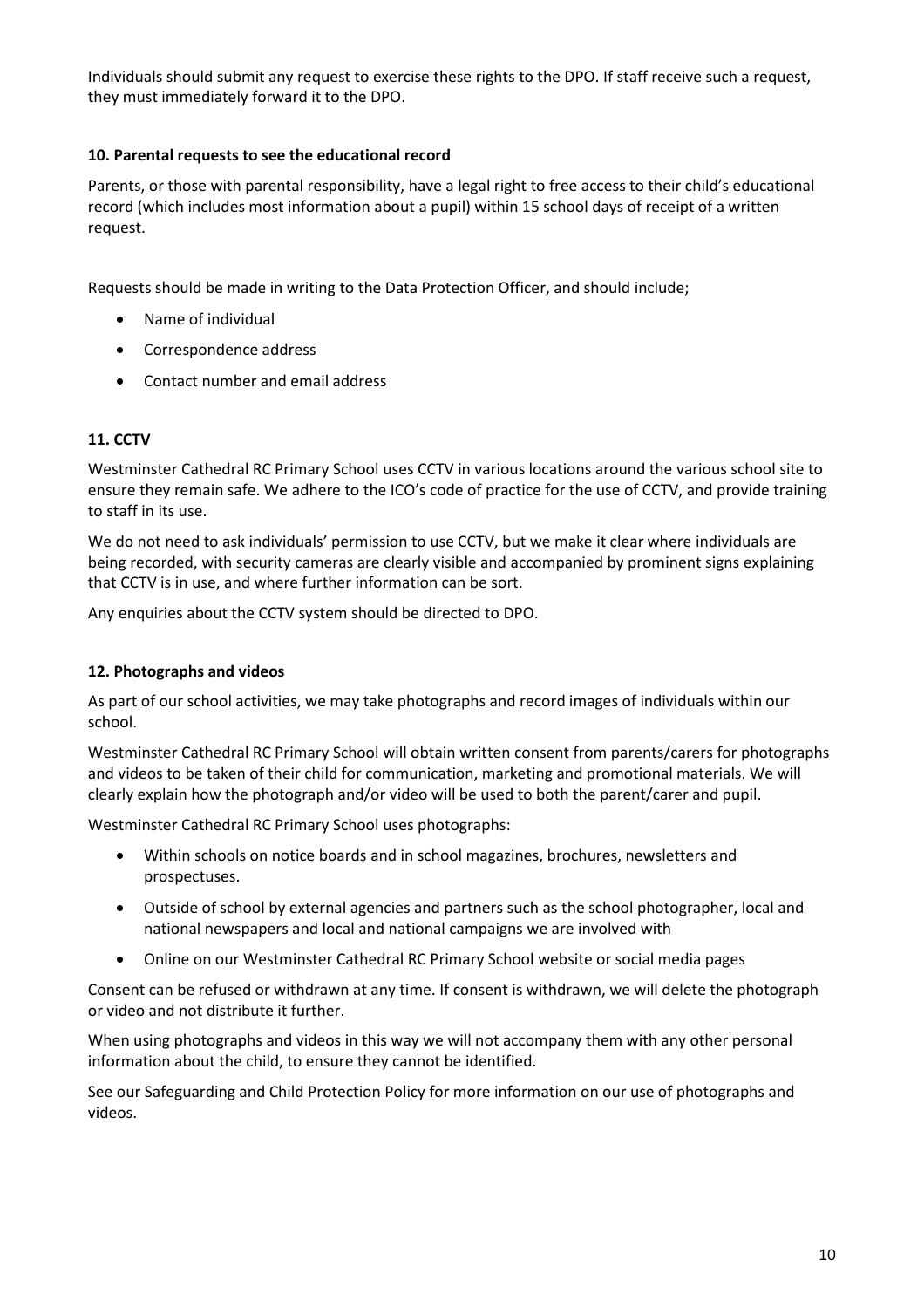Individuals should submit any request to exercise these rights to the DPO. If staff receive such a request, they must immediately forward it to the DPO.

## 10. Parental requests to see the educational record

Parents, or those with parental responsibility, have a legal right to free access to their child's educational record (which includes most information about a pupil) within 15 school days of receipt of a written request.

Requests should be made in writing to the Data Protection Officer, and should include;

- Name of individual
- Correspondence address
- Contact number and email address

## 11. CCTV

Westminster Cathedral RC Primary School uses CCTV in various locations around the various school site to ensure they remain safe. We adhere to the ICO's code of practice for the use of CCTV, and provide training to staff in its use.

We do not need to ask individuals' permission to use CCTV, but we make it clear where individuals are being recorded, with security cameras are clearly visible and accompanied by prominent signs explaining that CCTV is in use, and where further information can be sort.

Any enquiries about the CCTV system should be directed to DPO.

## 12. Photographs and videos

As part of our school activities, we may take photographs and record images of individuals within our school.

Westminster Cathedral RC Primary School will obtain written consent from parents/carers for photographs and videos to be taken of their child for communication, marketing and promotional materials. We will clearly explain how the photograph and/or video will be used to both the parent/carer and pupil.

Westminster Cathedral RC Primary School uses photographs:

- Within schools on notice boards and in school magazines, brochures, newsletters and prospectuses.
- Outside of school by external agencies and partners such as the school photographer, local and national newspapers and local and national campaigns we are involved with
- Online on our Westminster Cathedral RC Primary School website or social media pages

Consent can be refused or withdrawn at any time. If consent is withdrawn, we will delete the photograph or video and not distribute it further.

When using photographs and videos in this way we will not accompany them with any other personal information about the child, to ensure they cannot be identified.

See our Safeguarding and Child Protection Policy for more information on our use of photographs and videos.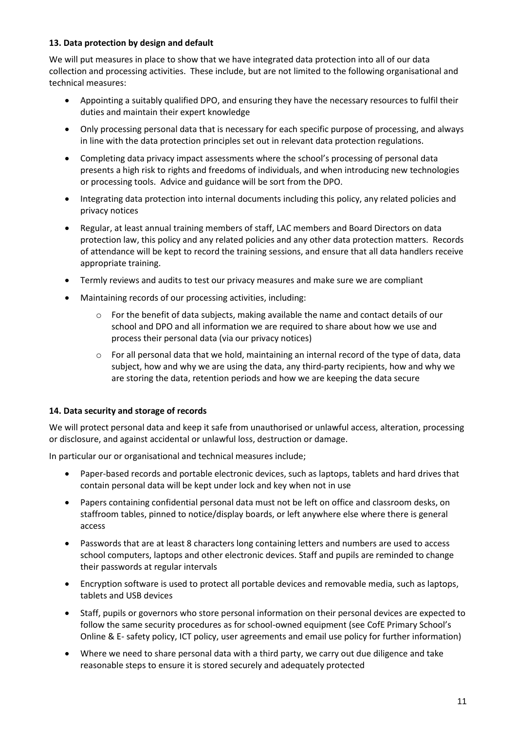**13. Data protection by design and default**

We will put measures in place to show that we have integrated data protection into all of our data collection and processing activities. These include, but are not limited to the following organisational and technical measures:

- Appointing a suitably qualified DPO, and ensuring they have the necessary resources to fulfil their duties and maintain their expert knowledge
- Only processing personal data that is necessary for each specific purpose of processing, and always in line with the data protection principles set out in relevant data protection regulations.
- Completing data privacy impact assessments where the school's processing of personal data presents a high risk to rights and freedoms of individuals, and when introducing new technologies or processing tools. Advice and guidance will be sort from the DPO.
- Integrating data protection into internal documents including this policy, any related policies and privacy notices
- Regular, at least annual training members of staff, LAC members and Board Directors on data protection law, this policy and any related policies and any other data protection matters. Records of attendance will be kept to record the training sessions, and ensure that all data handlers receive appropriate training.
- Termly reviews and audits to test our privacy measures and make sure we are compliant
- Maintaining records of our processing activities, including:
    - For the benefit of data subjects, making available the name and contact details of our school and DPO and all information we are required to share about how we use and process their personal data (via our privacy notices)
    - For all personal data that we hold, maintaining an internal record of the type of data, data subject, how and why we are using the data, any third-party recipients, how and why we are storing the data, retention periods and how we are keeping the data secure

**14. Data security and storage of records**

We will protect personal data and keep it safe from unauthorised or unlawful access, alteration, processing or disclosure, and against accidental or unlawful loss, destruction or damage.

In particular our or organisational and technical measures include;

- Paper-based records and portable electronic devices, such as laptops, tablets and hard drives that contain personal data will be kept under lock and key when not in use
- Papers containing confidential personal data must not be left on office and classroom desks, on staffroom tables, pinned to notice/display boards, or left anywhere else where there is general access
- Passwords that are at least 8 characters long containing letters and numbers are used to access school computers, laptops and other electronic devices. Staff and pupils are reminded to change their passwords at regular intervals
- Encryption software is used to protect all portable devices and removable media, such as laptops, tablets and USB devices
- Staff, pupils or governors who store personal information on their personal devices are expected to follow the same security procedures as for school-owned equipment (see CofE Primary School's Online & E- safety policy, ICT policy, user agreements and email use policy for further information)
- Where we need to share personal data with a third party, we carry out due diligence and take reasonable steps to ensure it is stored securely and adequately protected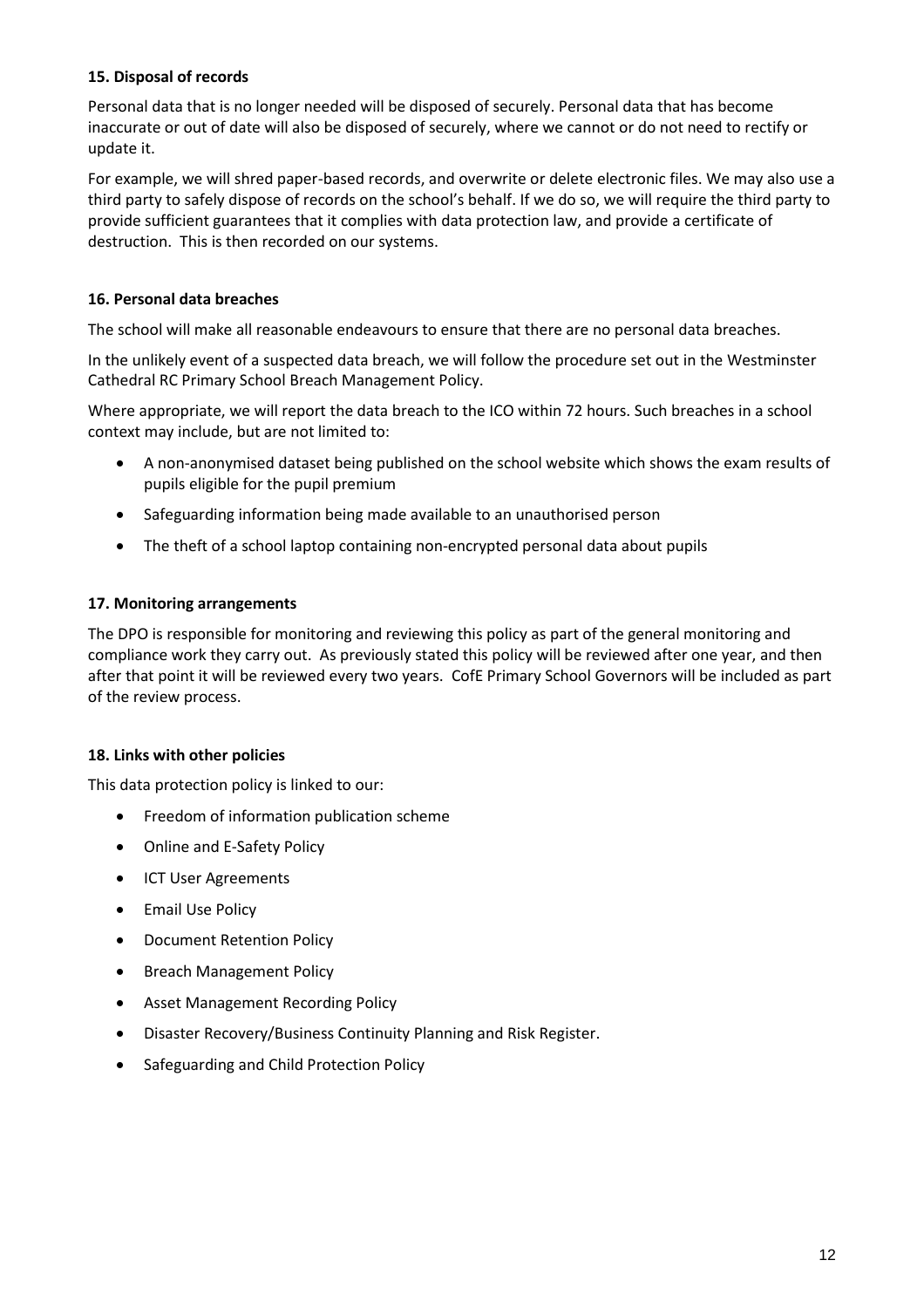**15. Disposal of records**

Personal data that is no longer needed will be disposed of securely. Personal data that has become inaccurate or out of date will also be disposed of securely, where we cannot or do not need to rectify or update it.

For example, we will shred paper-based records, and overwrite or delete electronic files. We may also use a third party to safely dispose of records on the school's behalf. If we do so, we will require the third party to provide sufficient guarantees that it complies with data protection law, and provide a certificate of destruction. This is then recorded on our systems.

**16. Personal data breaches**

The school will make all reasonable endeavours to ensure that there are no personal data breaches.

In the unlikely event of a suspected data breach, we will follow the procedure set out in the Westminster Cathedral RC Primary School Breach Management Policy.

Where appropriate, we will report the data breach to the ICO within 72 hours. Such breaches in a school context may include, but are not limited to:

- A non-anonymised dataset being published on the school website which shows the exam results of pupils eligible for the pupil premium
- Safeguarding information being made available to an unauthorised person
- The theft of a school laptop containing non-encrypted personal data about pupils

**17. Monitoring arrangements**

The DPO is responsible for monitoring and reviewing this policy as part of the general monitoring and compliance work they carry out. As previously stated this policy will be reviewed after one year, and then after that point it will be reviewed every two years. CofE Primary School Governors will be included as part of the review process.

**18. Links with other policies**

This data protection policy is linked to our:

- Freedom of information publication scheme
- Online and E-Safety Policy
- ICT User Agreements
- Email Use Policy
- Document Retention Policy
- Breach Management Policy
- Asset Management Recording Policy
- Disaster Recovery/Business Continuity Planning and Risk Register.
- Safeguarding and Child Protection Policy